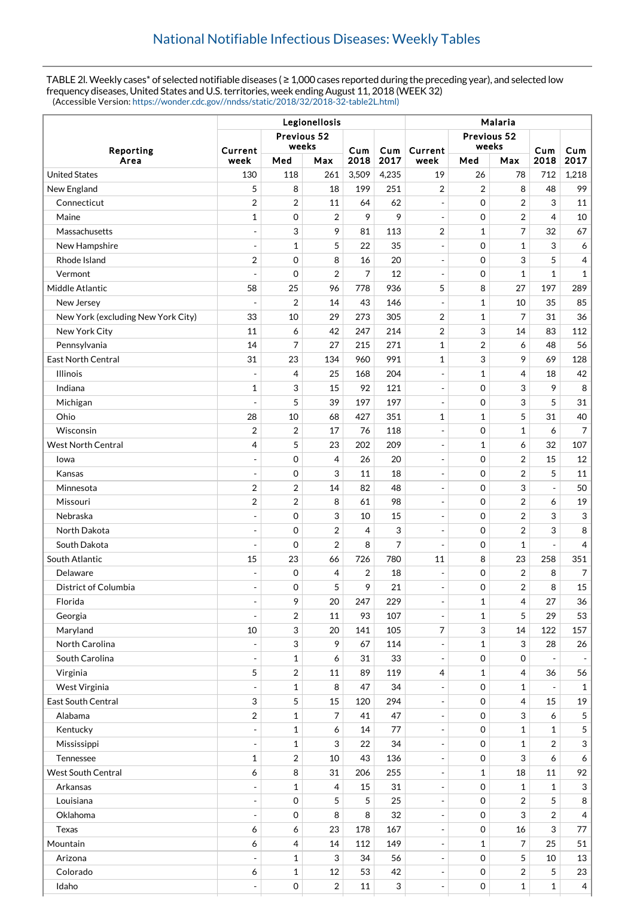# National Notifiable Infectious Diseases: Weekly Tables

TABLE 2l. Weekly cases* of selected notifiable diseases ( ≥ 1,000 cases reported during the preceding year), and selected low frequency diseases, United States and U.S. territories, week ending August 11, 2018 (WEEK 32)
(Accessible Version: https://wonder.cdc.gov//nndss/static/2018/32/2018-32-table2L.html)

| Reporting Area | Legionellosis | | | | | Malaria | | | | |
|---|---|---|---|---|---|---|---|---|---|---|
| | Current week | Previous 52 weeks | | Cum 2018 | Cum 2017 | Current week | Previous 52 weeks | | Cum 2018 | Cum 2017 |
| | | Med | Max | | | | Med | Max | | |
| United States | 130 | 118 | 261 | 3,509 | 4,235 | 19 | 26 | 78 | 712 | 1,218 |
| New England | 5 | 8 | 18 | 199 | 251 | 2 | 2 | 8 | 48 | 99 |
| Connecticut | 2 | 2 | 11 | 64 | 62 | - | 0 | 2 | 3 | 11 |
| Maine | 1 | 0 | 2 | 9 | 9 | - | 0 | 2 | 4 | 10 |
| Massachusetts | - | 3 | 9 | 81 | 113 | 2 | 1 | 7 | 32 | 67 |
| New Hampshire | - | 1 | 5 | 22 | 35 | - | 0 | 1 | 3 | 6 |
| Rhode Island | 2 | 0 | 8 | 16 | 20 | - | 0 | 3 | 5 | 4 |
| Vermont | - | 0 | 2 | 7 | 12 | - | 0 | 1 | 1 | 1 |
| Middle Atlantic | 58 | 25 | 96 | 778 | 936 | 5 | 8 | 27 | 197 | 289 |
| New Jersey | - | 2 | 14 | 43 | 146 | - | 1 | 10 | 35 | 85 |
| New York (excluding New York City) | 33 | 10 | 29 | 273 | 305 | 2 | 1 | 7 | 31 | 36 |
| New York City | 11 | 6 | 42 | 247 | 214 | 2 | 3 | 14 | 83 | 112 |
| Pennsylvania | 14 | 7 | 27 | 215 | 271 | 1 | 2 | 6 | 48 | 56 |
| East North Central | 31 | 23 | 134 | 960 | 991 | 1 | 3 | 9 | 69 | 128 |
| Illinois | - | 4 | 25 | 168 | 204 | - | 1 | 4 | 18 | 42 |
| Indiana | 1 | 3 | 15 | 92 | 121 | - | 0 | 3 | 9 | 8 |
| Michigan | - | 5 | 39 | 197 | 197 | - | 0 | 3 | 5 | 31 |
| Ohio | 28 | 10 | 68 | 427 | 351 | 1 | 1 | 5 | 31 | 40 |
| Wisconsin | 2 | 2 | 17 | 76 | 118 | - | 0 | 1 | 6 | 7 |
| West North Central | 4 | 5 | 23 | 202 | 209 | - | 1 | 6 | 32 | 107 |
| Iowa | - | 0 | 4 | 26 | 20 | - | 0 | 2 | 15 | 12 |
| Kansas | - | 0 | 3 | 11 | 18 | - | 0 | 2 | 5 | 11 |
| Minnesota | 2 | 2 | 14 | 82 | 48 | - | 0 | 3 | - | 50 |
| Missouri | 2 | 2 | 8 | 61 | 98 | - | 0 | 2 | 6 | 19 |
| Nebraska | - | 0 | 3 | 10 | 15 | - | 0 | 2 | 3 | 3 |
| North Dakota | - | 0 | 2 | 4 | 3 | - | 0 | 2 | 3 | 8 |
| South Dakota | - | 0 | 2 | 8 | 7 | - | 0 | 1 | - | 4 |
| South Atlantic | 15 | 23 | 66 | 726 | 780 | 11 | 8 | 23 | 258 | 351 |
| Delaware | - | 0 | 4 | 2 | 18 | - | 0 | 2 | 8 | 7 |
| District of Columbia | - | 0 | 5 | 9 | 21 | - | 0 | 2 | 8 | 15 |
| Florida | - | 9 | 20 | 247 | 229 | - | 1 | 4 | 27 | 36 |
| Georgia | - | 2 | 11 | 93 | 107 | - | 1 | 5 | 29 | 53 |
| Maryland | 10 | 3 | 20 | 141 | 105 | 7 | 3 | 14 | 122 | 157 |
| North Carolina | - | 3 | 9 | 67 | 114 | - | 1 | 3 | 28 | 26 |
| South Carolina | - | 1 | 6 | 31 | 33 | - | 0 | 0 | - | - |
| Virginia | 5 | 2 | 11 | 89 | 119 | 4 | 1 | 4 | 36 | 56 |
| West Virginia | - | 1 | 8 | 47 | 34 | - | 0 | 1 | - | 1 |
| East South Central | 3 | 5 | 15 | 120 | 294 | - | 0 | 4 | 15 | 19 |
| Alabama | 2 | 1 | 7 | 41 | 47 | - | 0 | 3 | 6 | 5 |
| Kentucky | - | 1 | 6 | 14 | 77 | - | 0 | 1 | 1 | 5 |
| Mississippi | - | 1 | 3 | 22 | 34 | - | 0 | 1 | 2 | 3 |
| Tennessee | 1 | 2 | 10 | 43 | 136 | - | 0 | 3 | 6 | 6 |
| West South Central | 6 | 8 | 31 | 206 | 255 | - | 1 | 18 | 11 | 92 |
| Arkansas | - | 1 | 4 | 15 | 31 | - | 0 | 1 | 1 | 3 |
| Louisiana | - | 0 | 5 | 5 | 25 | - | 0 | 2 | 5 | 8 |
| Oklahoma | - | 0 | 8 | 8 | 32 | - | 0 | 3 | 2 | 4 |
| Texas | 6 | 6 | 23 | 178 | 167 | - | 0 | 16 | 3 | 77 |
| Mountain | 6 | 4 | 14 | 112 | 149 | - | 1 | 7 | 25 | 51 |
| Arizona | - | 1 | 3 | 34 | 56 | - | 0 | 5 | 10 | 13 |
| Colorado | 6 | 1 | 12 | 53 | 42 | - | 0 | 2 | 5 | 23 |
| Idaho | - | 0 | 2 | 11 | 3 | - | 0 | 1 | 1 | 4 |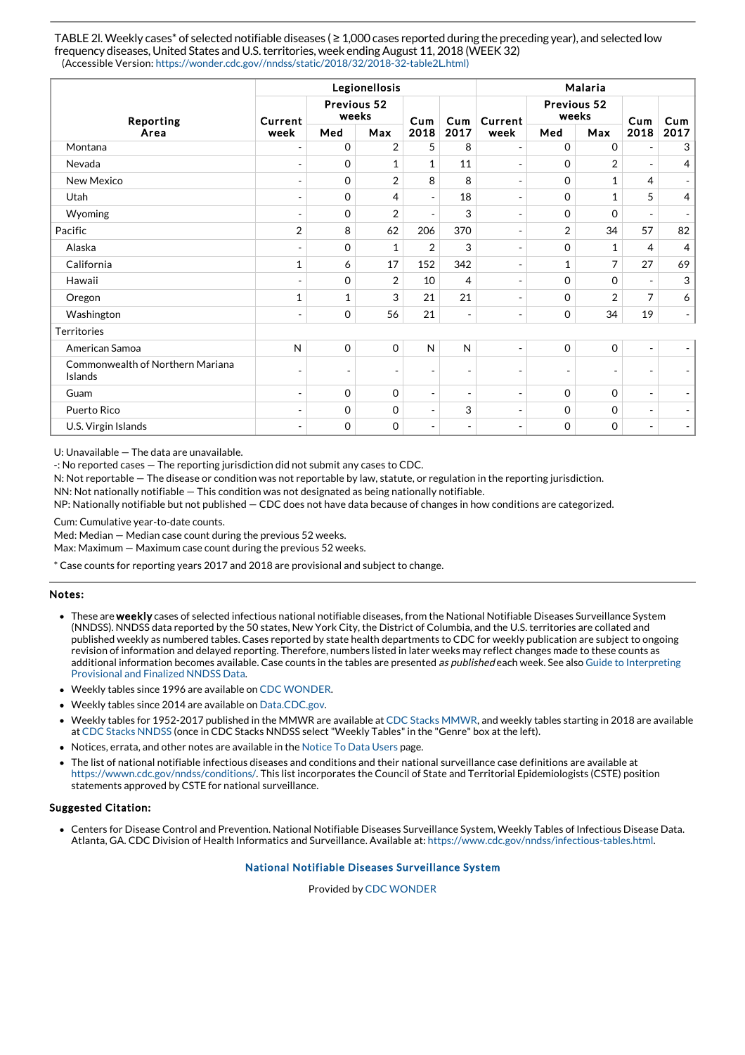TABLE 2l. Weekly cases* of selected notifiable diseases ( ≥ 1,000 cases reported during the preceding year), and selected low frequency diseases, United States and U.S. territories, week ending August 11, 2018 (WEEK 32)
(Accessible Version: https://wonder.cdc.gov//nndss/static/2018/32/2018-32-table2L.html)

| Reporting Area | Legionellosis | | | | | Malaria | | | | |
|---|---|---|---|---|---|---|---|---|---|---|
| | Current week | Previous 52 weeks | | Cum 2018 | Cum 2017 | Current week | Previous 52 weeks | | Cum 2018 | Cum 2017 |
| | | Med | Max | | | | Med | Max | | |
| Montana | - | 0 | 2 | 5 | 8 | - | 0 | 0 | - | 3 |
| Nevada | - | 0 | 1 | 1 | 11 | - | 0 | 2 | - | 4 |
| New Mexico | - | 0 | 2 | 8 | 8 | - | 0 | 1 | 4 | - |
| Utah | - | 0 | 4 | - | 18 | - | 0 | 1 | 5 | 4 |
| Wyoming | - | 0 | 2 | - | 3 | - | 0 | 0 | - | - |
| Pacific | 2 | 8 | 62 | 206 | 370 | - | 2 | 34 | 57 | 82 |
| Alaska | - | 0 | 1 | 2 | 3 | - | 0 | 1 | 4 | 4 |
| California | 1 | 6 | 17 | 152 | 342 | - | 1 | 7 | 27 | 69 |
| Hawaii | - | 0 | 2 | 10 | 4 | - | 0 | 0 | - | 3 |
| Oregon | 1 | 1 | 3 | 21 | 21 | - | 0 | 2 | 7 | 6 |
| Washington | - | 0 | 56 | 21 | - | - | 0 | 34 | 19 | - |
| Territories | | | | | | | | | | |
| American Samoa | N | 0 | 0 | N | N | - | 0 | 0 | - | - |
| Commonwealth of Northern Mariana Islands | - | - | - | - | - | - | - | - | - | - |
| Guam | - | 0 | 0 | - | - | - | 0 | 0 | - | - |
| Puerto Rico | - | 0 | 0 | - | 3 | - | 0 | 0 | - | - |
| U.S. Virgin Islands | - | 0 | 0 | - | - | - | 0 | 0 | - | - |

U: Unavailable — The data are unavailable.
-: No reported cases — The reporting jurisdiction did not submit any cases to CDC.
N: Not reportable — The disease or condition was not reportable by law, statute, or regulation in the reporting jurisdiction.
NN: Not nationally notifiable — This condition was not designated as being nationally notifiable.
NP: Nationally notifiable but not published — CDC does not have data because of changes in how conditions are categorized.

Cum: Cumulative year-to-date counts.
Med: Median — Median case count during the previous 52 weeks.
Max: Maximum — Maximum case count during the previous 52 weeks.

* Case counts for reporting years 2017 and 2018 are provisional and subject to change.

### Notes:

- These are **weekly** cases of selected infectious national notifiable diseases, from the National Notifiable Diseases Surveillance System (NNDSS). NNDSS data reported by the 50 states, New York City, the District of Columbia, and the U.S. territories are collated and published weekly as numbered tables. Cases reported by state health departments to CDC for weekly publication are subject to ongoing revision of information and delayed reporting. Therefore, numbers listed in later weeks may reflect changes made to these counts as additional information becomes available. Case counts in the tables are presented *as published* each week. See also Guide to Interpreting Provisional and Finalized NNDSS Data.
- Weekly tables since 1996 are available on CDC WONDER.
- Weekly tables since 2014 are available on Data.CDC.gov.
- Weekly tables for 1952-2017 published in the MMWR are available at CDC Stacks MMWR, and weekly tables starting in 2018 are available at CDC Stacks NNDSS (once in CDC Stacks NNDSS select "Weekly Tables" in the "Genre" box at the left).
- Notices, errata, and other notes are available in the Notice To Data Users page.
- The list of national notifiable infectious diseases and conditions and their national surveillance case definitions are available at https://wwwn.cdc.gov/nndss/conditions/. This list incorporates the Council of State and Territorial Epidemiologists (CSTE) position statements approved by CSTE for national surveillance.

### Suggested Citation:

- Centers for Disease Control and Prevention. National Notifiable Diseases Surveillance System, Weekly Tables of Infectious Disease Data. Atlanta, GA. CDC Division of Health Informatics and Surveillance. Available at: https://www.cdc.gov/nndss/infectious-tables.html.

National Notifiable Diseases Surveillance System

Provided by CDC WONDER